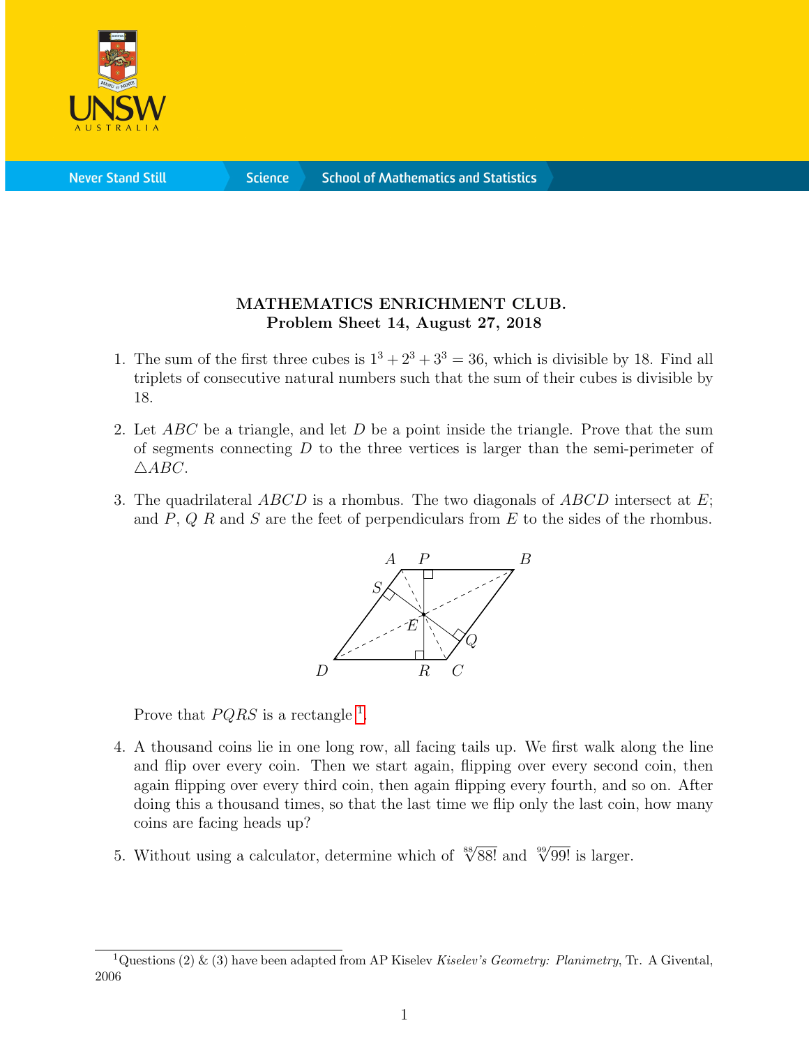**MATHEMATICS ENRICHMENT CLUB.**
**Problem Sheet 14, August 27, 2018**

1. The sum of the first three cubes is $1^3 + 2^3 + 3^3 = 36$, which is divisible by 18. Find all triplets of consecutive natural numbers such that the sum of their cubes is divisible by 18.

2. Let $ABC$ be a triangle, and let $D$ be a point inside the triangle. Prove that the sum of segments connecting $D$ to the three vertices is larger than the semi-perimeter of $\triangle ABC$.

3. The quadrilateral $ABCD$ is a rhombus. The two diagonals of $ABCD$ intersect at $E$; and $P$, $Q$ $R$ and $S$ are the feet of perpendiculars from $E$ to the sides of the rhombus.

   Prove that $PQRS$ is a rectangle [1].

4. A thousand coins lie in one long row, all facing tails up. We first walk along the line and flip over every coin. Then we start again, flipping over every second coin, then again flipping over every third coin, then again flipping every fourth, and so on. After doing this a thousand times, so that the last time we flip only the last coin, how many coins are facing heads up?

5. Without using a calculator, determine which of $\sqrt[88]{88!}$ and $\sqrt[99]{99!}$ is larger.

[1] Questions (2) & (3) have been adapted from AP Kiselev *Kiselev's Geometry: Planimetry*, Tr. A Givental, 2006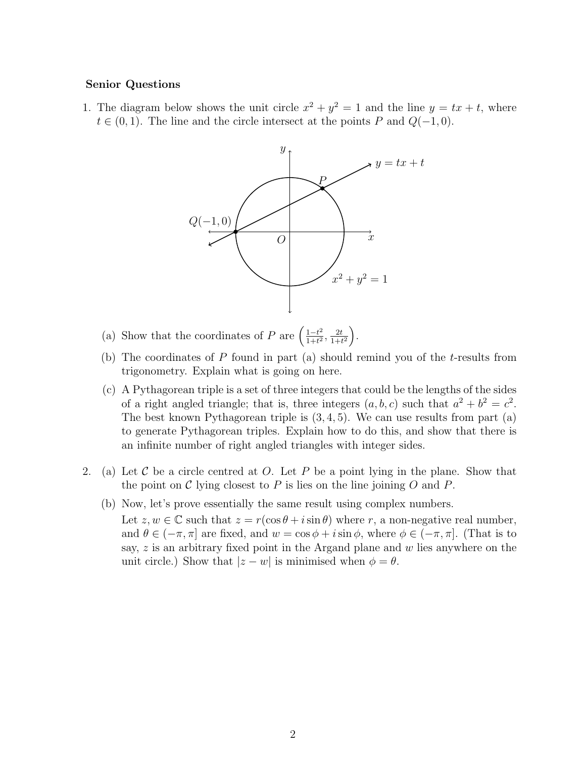**Senior Questions**

1. The diagram below shows the unit circle $x^2 + y^2 = 1$ and the line $y = tx + t$, where $t \in (0, 1)$. The line and the circle intersect at the points $P$ and $Q(-1, 0)$.

$y$

$y = tx + t$

$P$

$Q(-1, 0)$

$O$

$x$

$x^2 + y^2 = 1$

   (a) Show that the coordinates of $P$ are $\left(\frac{1-t^2}{1+t^2}, \frac{2t}{1+t^2}\right)$.

   (b) The coordinates of $P$ found in part (a) should remind you of the $t$-results from trigonometry. Explain what is going on here.

   (c) A Pythagorean triple is a set of three integers that could be the lengths of the sides of a right angled triangle; that is, three integers $(a, b, c)$ such that $a^2 + b^2 = c^2$. The best known Pythagorean triple is $(3, 4, 5)$. We can use results from part (a) to generate Pythagorean triples. Explain how to do this, and show that there is an infinite number of right angled triangles with integer sides.

2. (a) Let $\mathcal{C}$ be a circle centred at $O$. Let $P$ be a point lying in the plane. Show that the point on $\mathcal{C}$ lying closest to $P$ is lies on the line joining $O$ and $P$.

   (b) Now, let's prove essentially the same result using complex numbers.

   Let $z, w \in \mathbb{C}$ such that $z = r(\cos\theta + i\sin\theta)$ where $r$, a non-negative real number, and $\theta \in (-\pi, \pi]$ are fixed, and $w = \cos\phi + i\sin\phi$, where $\phi \in (-\pi, \pi]$. (That is to say, $z$ is an arbitrary fixed point in the Argand plane and $w$ lies anywhere on the unit circle.) Show that $|z - w|$ is minimised when $\phi = \theta$.